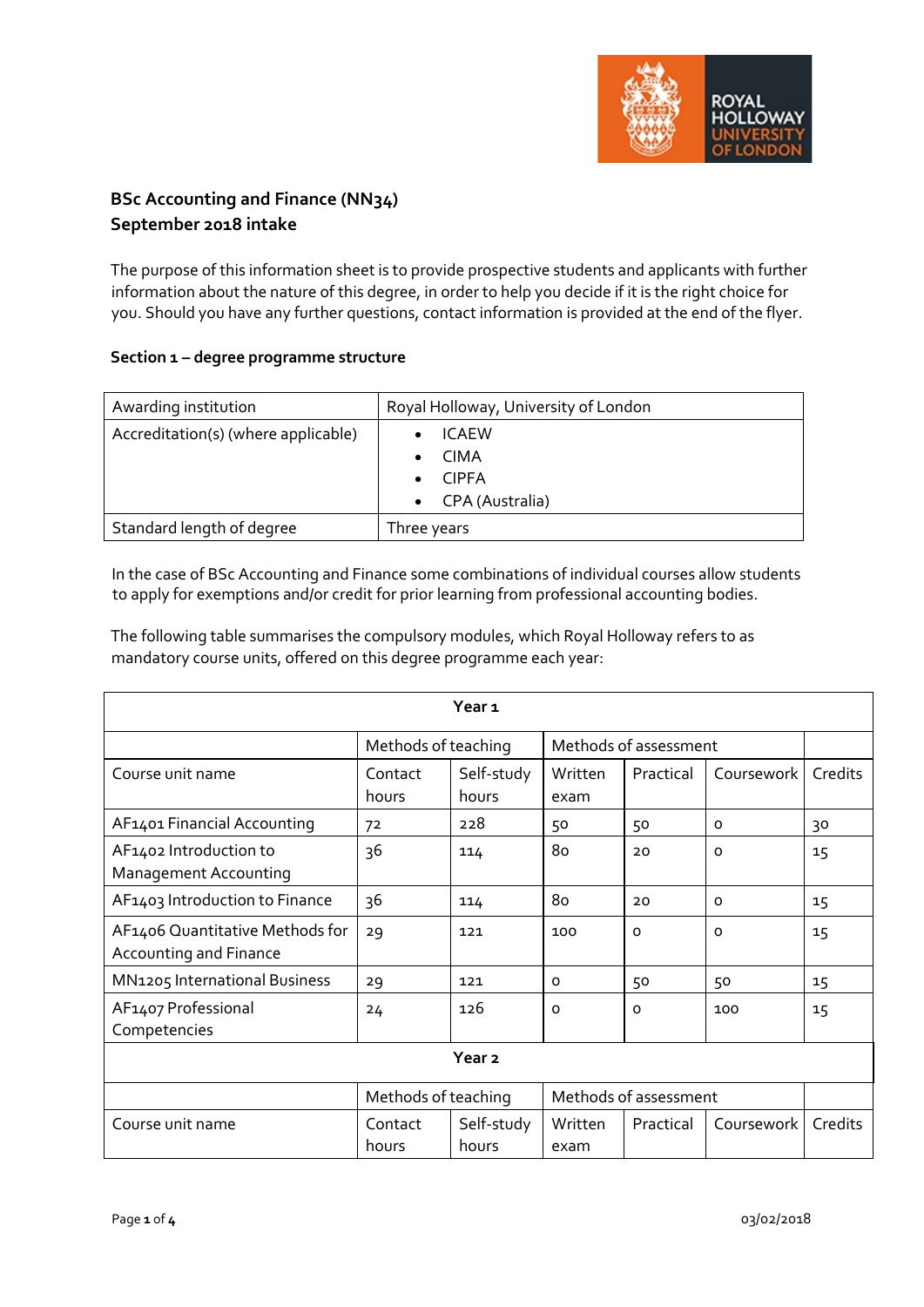**BSc Accounting and Finance (NN34)**
**September 2018 intake**

The purpose of this information sheet is to provide prospective students and applicants with further information about the nature of this degree, in order to help you decide if it is the right choice for you. Should you have any further questions, contact information is provided at the end of the flyer.

**Section 1 – degree programme structure**

| Awarding institution | Royal Holloway, University of London |
|---|---|
| Accreditation(s) (where applicable) | • ICAEW<br>• CIMA<br>• CIPFA<br>• CPA (Australia) |
| Standard length of degree | Three years |

In the case of BSc Accounting and Finance some combinations of individual courses allow students to apply for exemptions and/or credit for prior learning from professional accounting bodies.

The following table summarises the compulsory modules, which Royal Holloway refers to as mandatory course units, offered on this degree programme each year:

| Year 1 | | | | | | |
|---|---|---|---|---|---|---|
| | Methods of teaching | | Methods of assessment | | | |
| Course unit name | Contact hours | Self-study hours | Written exam | Practical | Coursework | Credits |
| AF1401 Financial Accounting | 72 | 228 | 50 | 50 | 0 | 30 |
| AF1402 Introduction to Management Accounting | 36 | 114 | 80 | 20 | 0 | 15 |
| AF1403 Introduction to Finance | 36 | 114 | 80 | 20 | 0 | 15 |
| AF1406 Quantitative Methods for Accounting and Finance | 29 | 121 | 100 | 0 | 0 | 15 |
| MN1205 International Business | 29 | 121 | 0 | 50 | 50 | 15 |
| AF1407 Professional Competencies | 24 | 126 | 0 | 0 | 100 | 15 |

| Year 2 | | | | | | |
|---|---|---|---|---|---|---|
| | Methods of teaching | | Methods of assessment | | | |
| Course unit name | Contact hours | Self-study hours | Written exam | Practical | Coursework | Credits |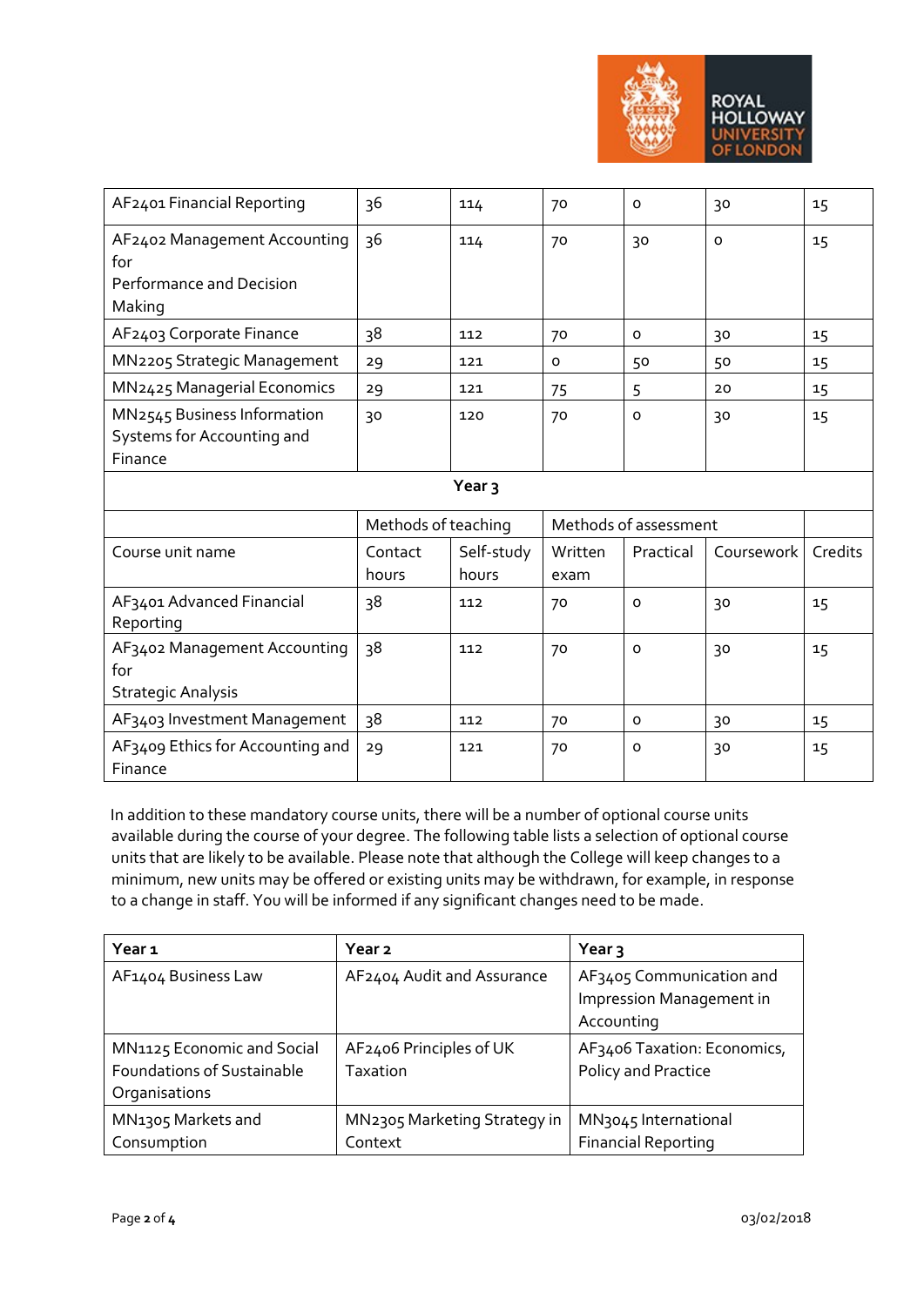| AF2401 Financial Reporting | 36 | 114 | 70 | 0 | 30 | 15 |
|---|---|---|---|---|---|---|
| AF2402 Management Accounting for Performance and Decision Making | 36 | 114 | 70 | 30 | 0 | 15 |
| AF2403 Corporate Finance | 38 | 112 | 70 | 0 | 30 | 15 |
| MN2205 Strategic Management | 29 | 121 | 0 | 50 | 50 | 15 |
| MN2425 Managerial Economics | 29 | 121 | 75 | 5 | 20 | 15 |
| MN2545 Business Information Systems for Accounting and Finance | 30 | 120 | 70 | 0 | 30 | 15 |
| **Year 3** | | | | | | |
| | Methods of teaching | | Methods of assessment | | | |
| Course unit name | Contact hours | Self-study hours | Written exam | Practical | Coursework | Credits |
| AF3401 Advanced Financial Reporting | 38 | 112 | 70 | 0 | 30 | 15 |
| AF3402 Management Accounting for Strategic Analysis | 38 | 112 | 70 | 0 | 30 | 15 |
| AF3403 Investment Management | 38 | 112 | 70 | 0 | 30 | 15 |
| AF3409 Ethics for Accounting and Finance | 29 | 121 | 70 | 0 | 30 | 15 |

In addition to these mandatory course units, there will be a number of optional course units available during the course of your degree. The following table lists a selection of optional course units that are likely to be available. Please note that although the College will keep changes to a minimum, new units may be offered or existing units may be withdrawn, for example, in response to a change in staff. You will be informed if any significant changes need to be made.

| **Year 1** | **Year 2** | **Year 3** |
|---|---|---|
| AF1404 Business Law | AF2404 Audit and Assurance | AF3405 Communication and Impression Management in Accounting |
| MN1125 Economic and Social Foundations of Sustainable Organisations | AF2406 Principles of UK Taxation | AF3406 Taxation: Economics, Policy and Practice |
| MN1305 Markets and Consumption | MN2305 Marketing Strategy in Context | MN3045 International Financial Reporting |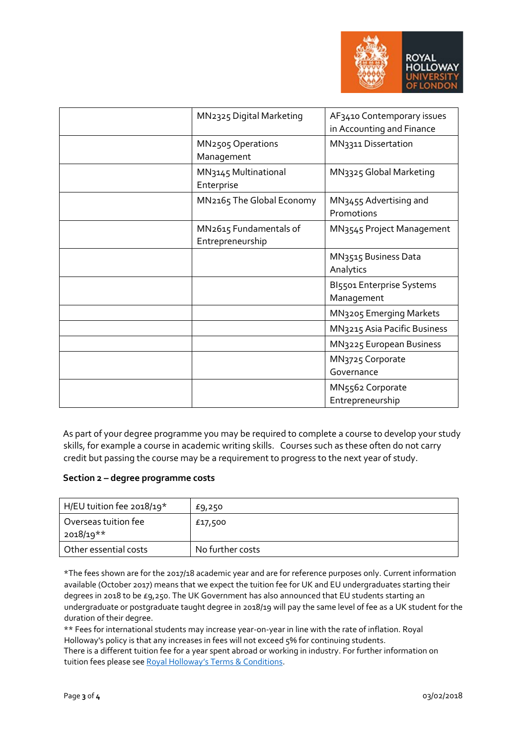| | | |
|---|---|---|
| | MN2325 Digital Marketing | AF3410 Contemporary issues in Accounting and Finance |
| | MN2505 Operations Management | MN3311 Dissertation |
| | MN3145 Multinational Enterprise | MN3325 Global Marketing |
| | MN2165 The Global Economy | MN3455 Advertising and Promotions |
| | MN2615 Fundamentals of Entrepreneurship | MN3545 Project Management |
| | | MN3515 Business Data Analytics |
| | | BI5501 Enterprise Systems Management |
| | | MN3205 Emerging Markets |
| | | MN3215 Asia Pacific Business |
| | | MN3225 European Business |
| | | MN3725 Corporate Governance |
| | | MN5562 Corporate Entrepreneurship |

As part of your degree programme you may be required to complete a course to develop your study skills, for example a course in academic writing skills. Courses such as these often do not carry credit but passing the course may be a requirement to progress to the next year of study.

**Section 2 – degree programme costs**

| | |
|---|---|
| H/EU tuition fee 2018/19* | £9,250 |
| Overseas tuition fee 2018/19** | £17,500 |
| Other essential costs | No further costs |

*The fees shown are for the 2017/18 academic year and are for reference purposes only. Current information available (October 2017) means that we expect the tuition fee for UK and EU undergraduates starting their degrees in 2018 to be £9,250. The UK Government has also announced that EU students starting an undergraduate or postgraduate taught degree in 2018/19 will pay the same level of fee as a UK student for the duration of their degree.

** Fees for international students may increase year-on-year in line with the rate of inflation. Royal Holloway's policy is that any increases in fees will not exceed 5% for continuing students.

There is a different tuition fee for a year spent abroad or working in industry. For further information on tuition fees please see Royal Holloway's Terms & Conditions.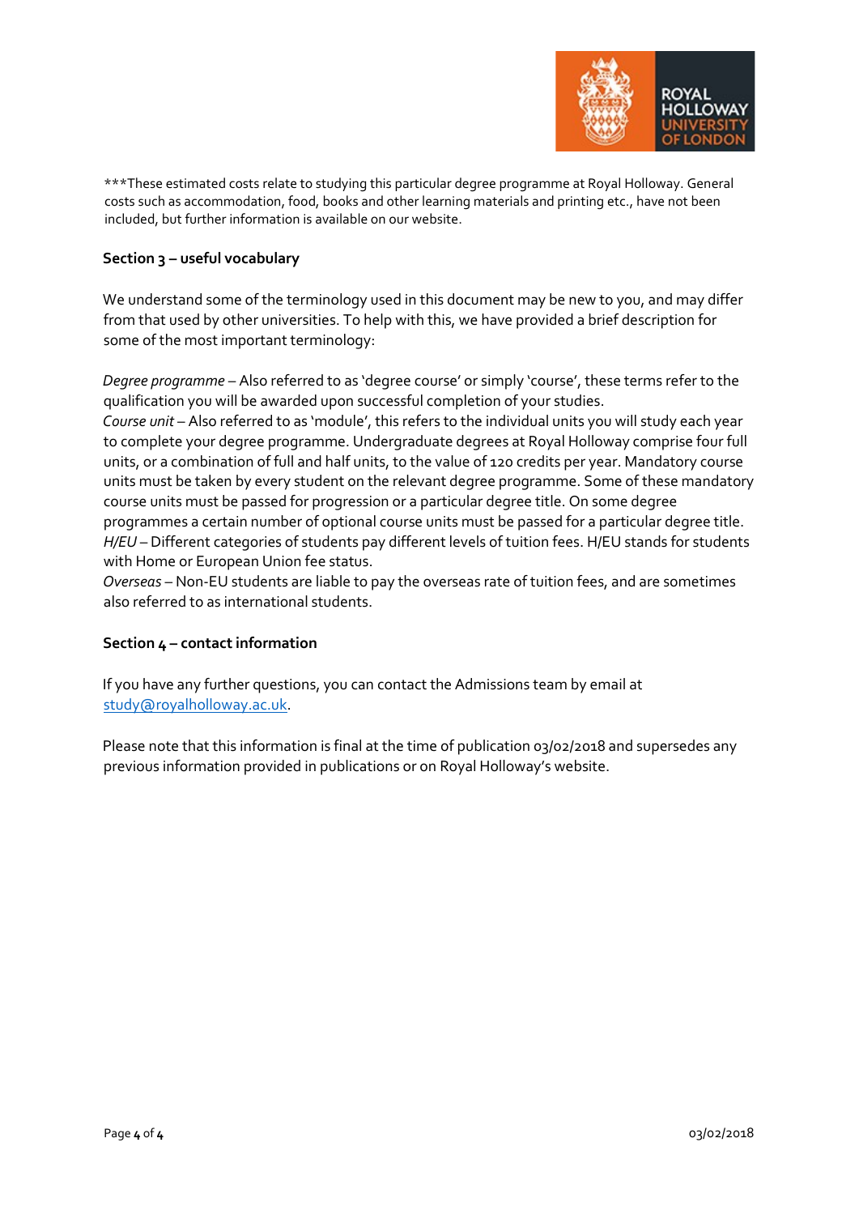***These estimated costs relate to studying this particular degree programme at Royal Holloway. General costs such as accommodation, food, books and other learning materials and printing etc., have not been included, but further information is available on our website.

**Section 3 – useful vocabulary**

We understand some of the terminology used in this document may be new to you, and may differ from that used by other universities. To help with this, we have provided a brief description for some of the most important terminology:

*Degree programme* – Also referred to as 'degree course' or simply 'course', these terms refer to the qualification you will be awarded upon successful completion of your studies.
*Course unit* – Also referred to as 'module', this refers to the individual units you will study each year to complete your degree programme. Undergraduate degrees at Royal Holloway comprise four full units, or a combination of full and half units, to the value of 120 credits per year. Mandatory course units must be taken by every student on the relevant degree programme. Some of these mandatory course units must be passed for progression or a particular degree title. On some degree programmes a certain number of optional course units must be passed for a particular degree title.
*H/EU* – Different categories of students pay different levels of tuition fees. H/EU stands for students with Home or European Union fee status.
*Overseas* – Non-EU students are liable to pay the overseas rate of tuition fees, and are sometimes also referred to as international students.

**Section 4 – contact information**

If you have any further questions, you can contact the Admissions team by email at [study@royalholloway.ac.uk](mailto:study@royalholloway.ac.uk).

Please note that this information is final at the time of publication 03/02/2018 and supersedes any previous information provided in publications or on Royal Holloway's website.